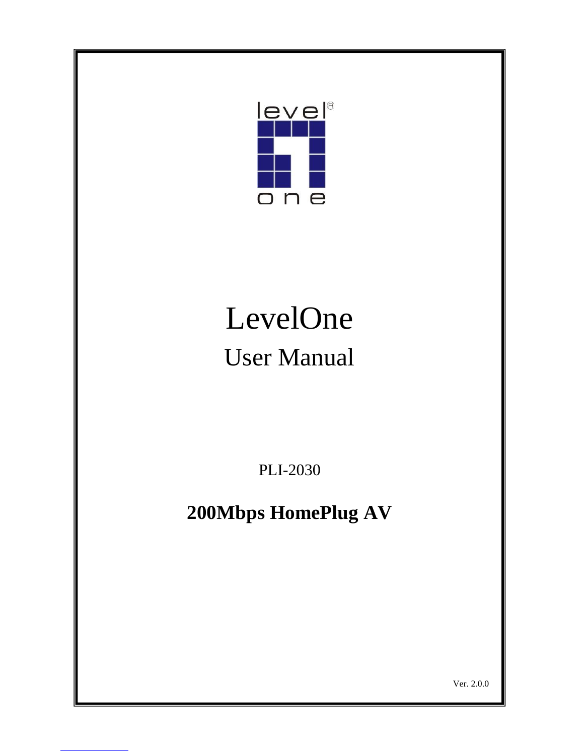# LevelOne

## User Manual

PLI-2030

**200Mbps HomePlug AV**

Ver. 2.0.0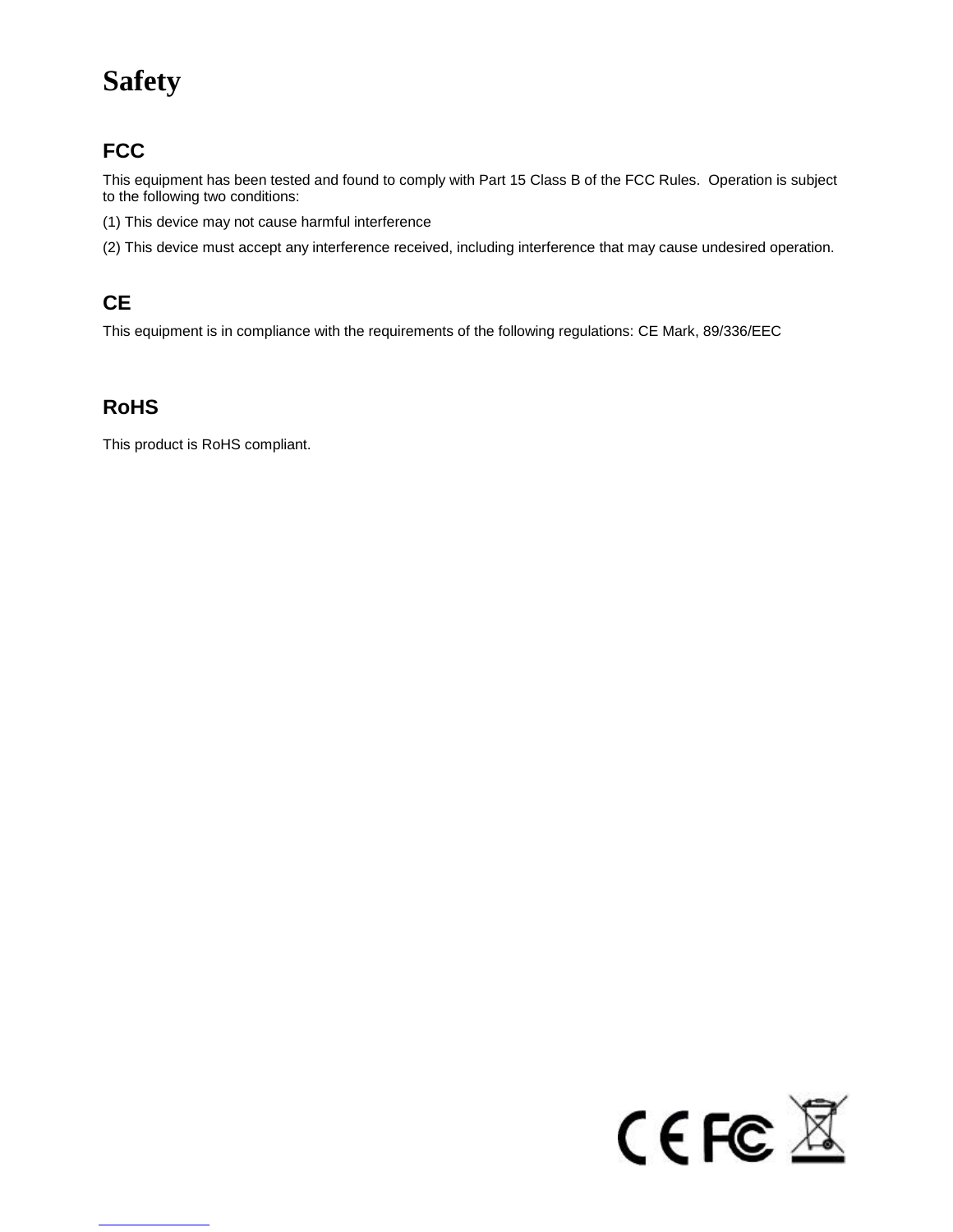# Safety

## FCC

This equipment has been tested and found to comply with Part 15 Class B of the FCC Rules.  Operation is subject to the following two conditions:

(1) This device may not cause harmful interference

(2) This device must accept any interference received, including interference that may cause undesired operation.

## CE

This equipment is in compliance with the requirements of the following regulations: CE Mark, 89/336/EEC

## RoHS

This product is RoHS compliant.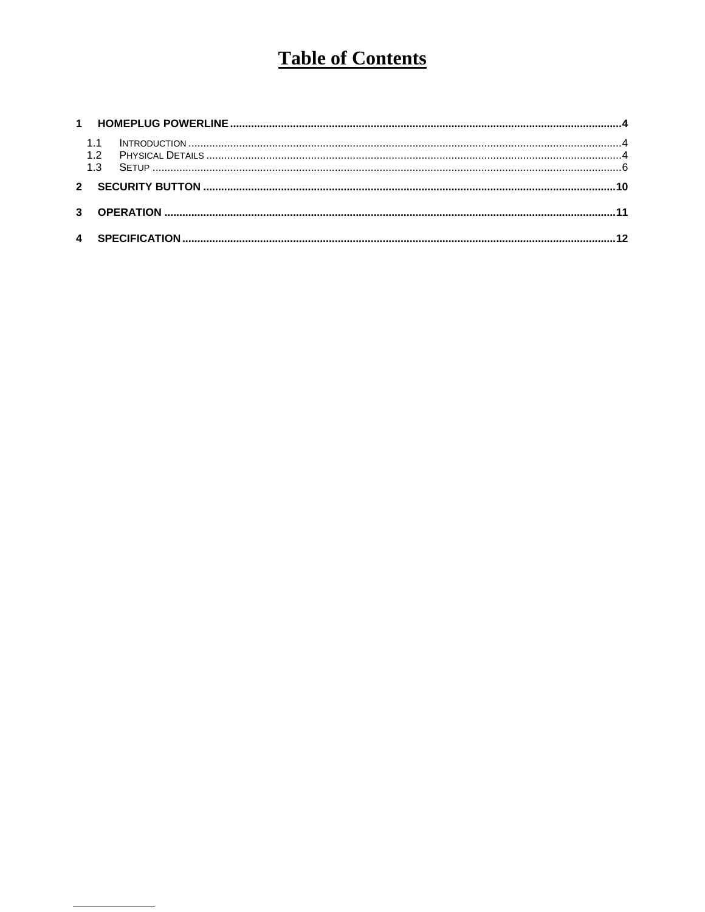# Table of Contents

1 HOMEPLUG POWERLINE....................................................................................................................4

- 1.1 INTRODUCTION....................................................................................................................4
- 1.2 PHYSICAL DETAILS..............................................................................................................4
- 1.3 SETUP..................................................................................................................................6

2 SECURITY BUTTON.....................................................................................................................10

3 OPERATION................................................................................................................................11

4 SPECIFICATION...........................................................................................................................12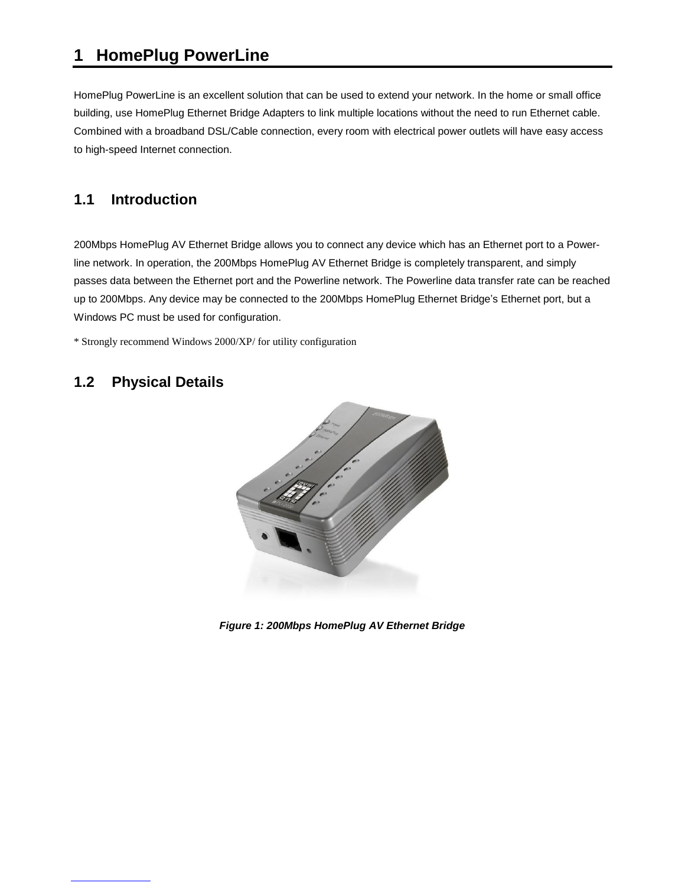# 1 HomePlug PowerLine

HomePlug PowerLine is an excellent solution that can be used to extend your network. In the home or small office building, use HomePlug Ethernet Bridge Adapters to link multiple locations without the need to run Ethernet cable. Combined with a broadband DSL/Cable connection, every room with electrical power outlets will have easy access to high-speed Internet connection.

## 1.1 Introduction

200Mbps HomePlug AV Ethernet Bridge allows you to connect any device which has an Ethernet port to a Power-line network. In operation, the 200Mbps HomePlug AV Ethernet Bridge is completely transparent, and simply passes data between the Ethernet port and the Powerline network. The Powerline data transfer rate can be reached up to 200Mbps. Any device may be connected to the 200Mbps HomePlug Ethernet Bridge's Ethernet port, but a Windows PC must be used for configuration.

* Strongly recommend Windows 2000/XP/ for utility configuration

## 1.2 Physical Details

***Figure 1: 200Mbps HomePlug AV Ethernet Bridge***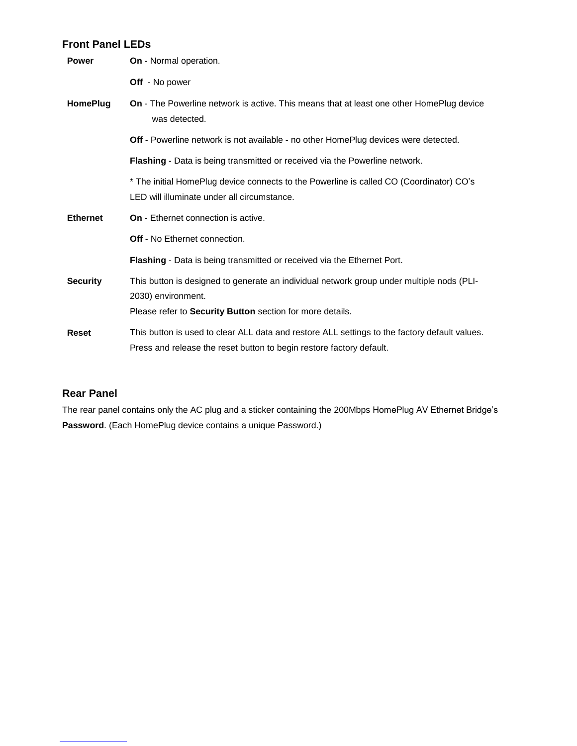## Front Panel LEDs

| | |
|---|---|
| **Power** | **On** - Normal operation. |
| | **Off** - No power |
| **HomePlug** | **On** - The Powerline network is active. This means that at least one other HomePlug device was detected. |
| | **Off** - Powerline network is not available - no other HomePlug devices were detected. |
| | **Flashing** - Data is being transmitted or received via the Powerline network. |
| | * The initial HomePlug device connects to the Powerline is called CO (Coordinator) CO's LED will illuminate under all circumstance. |
| **Ethernet** | **On** - Ethernet connection is active. |
| | **Off** - No Ethernet connection. |
| | **Flashing** - Data is being transmitted or received via the Ethernet Port. |
| **Security** | This button is designed to generate an individual network group under multiple nods (PLI-2030) environment. Please refer to **Security Button** section for more details. |
| **Reset** | This button is used to clear ALL data and restore ALL settings to the factory default values. Press and release the reset button to begin restore factory default. |

## Rear Panel

The rear panel contains only the AC plug and a sticker containing the 200Mbps HomePlug AV Ethernet Bridge's **Password**. (Each HomePlug device contains a unique Password.)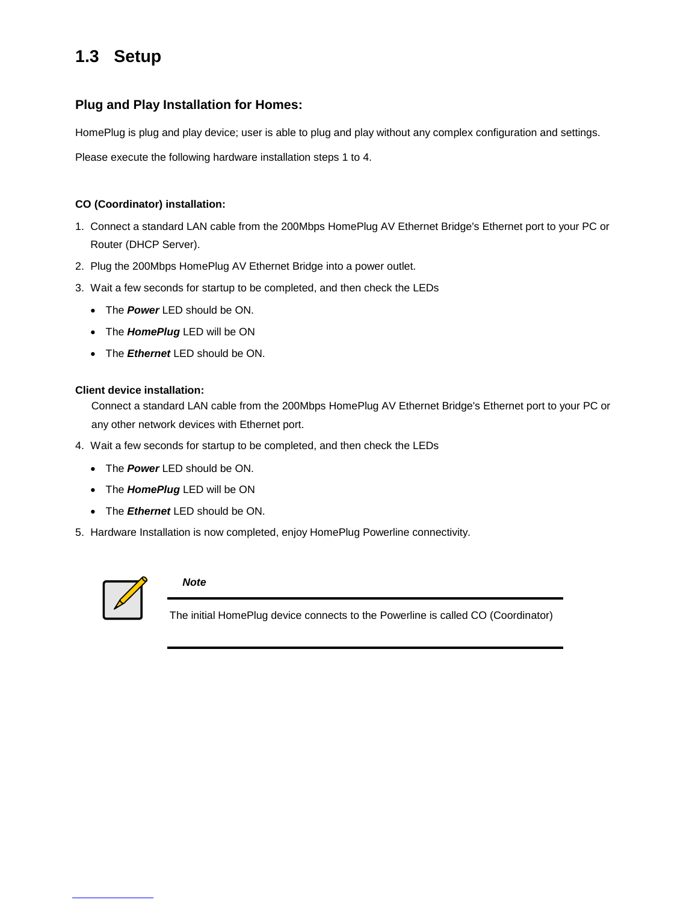## 1.3 Setup

### Plug and Play Installation for Homes:

HomePlug is plug and play device; user is able to plug and play without any complex configuration and settings.

Please execute the following hardware installation steps 1 to 4.

**CO (Coordinator) installation:**

1. Connect a standard LAN cable from the 200Mbps HomePlug AV Ethernet Bridge's Ethernet port to your PC or Router (DHCP Server).
2. Plug the 200Mbps HomePlug AV Ethernet Bridge into a power outlet.
3. Wait a few seconds for startup to be completed, and then check the LEDs
   - The ***Power*** LED should be ON.
   - The ***HomePlug*** LED will be ON
   - The ***Ethernet*** LED should be ON.

**Client device installation:**

Connect a standard LAN cable from the 200Mbps HomePlug AV Ethernet Bridge's Ethernet port to your PC or any other network devices with Ethernet port.

4. Wait a few seconds for startup to be completed, and then check the LEDs
   - The ***Power*** LED should be ON.
   - The ***HomePlug*** LED will be ON
   - The ***Ethernet*** LED should be ON.
5. Hardware Installation is now completed, enjoy HomePlug Powerline connectivity.

***Note***

The initial HomePlug device connects to the Powerline is called CO (Coordinator)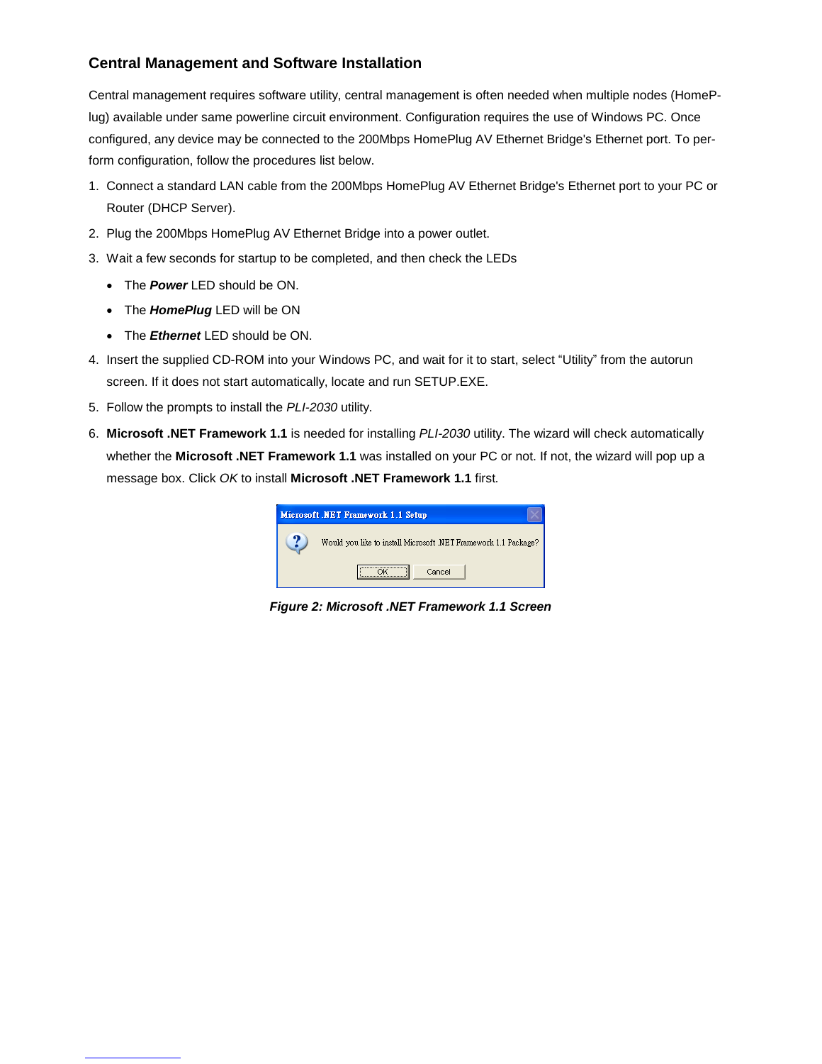### Central Management and Software Installation

Central management requires software utility, central management is often needed when multiple nodes (HomePlug) available under same powerline circuit environment. Configuration requires the use of Windows PC. Once configured, any device may be connected to the 200Mbps HomePlug AV Ethernet Bridge's Ethernet port. To perform configuration, follow the procedures list below.

1. Connect a standard LAN cable from the 200Mbps HomePlug AV Ethernet Bridge's Ethernet port to your PC or Router (DHCP Server).
2. Plug the 200Mbps HomePlug AV Ethernet Bridge into a power outlet.
3. Wait a few seconds for startup to be completed, and then check the LEDs
   - The ***Power*** LED should be ON.
   - The ***HomePlug*** LED will be ON
   - The ***Ethernet*** LED should be ON.
4. Insert the supplied CD-ROM into your Windows PC, and wait for it to start, select "Utility" from the autorun screen. If it does not start automatically, locate and run SETUP.EXE.
5. Follow the prompts to install the *PLI-2030* utility.
6. **Microsoft .NET Framework 1.1** is needed for installing *PLI-2030* utility. The wizard will check automatically whether the **Microsoft .NET Framework 1.1** was installed on your PC or not. If not, the wizard will pop up a message box. Click *OK* to install **Microsoft .NET Framework 1.1** first.

***Figure 2: Microsoft .NET Framework 1.1 Screen***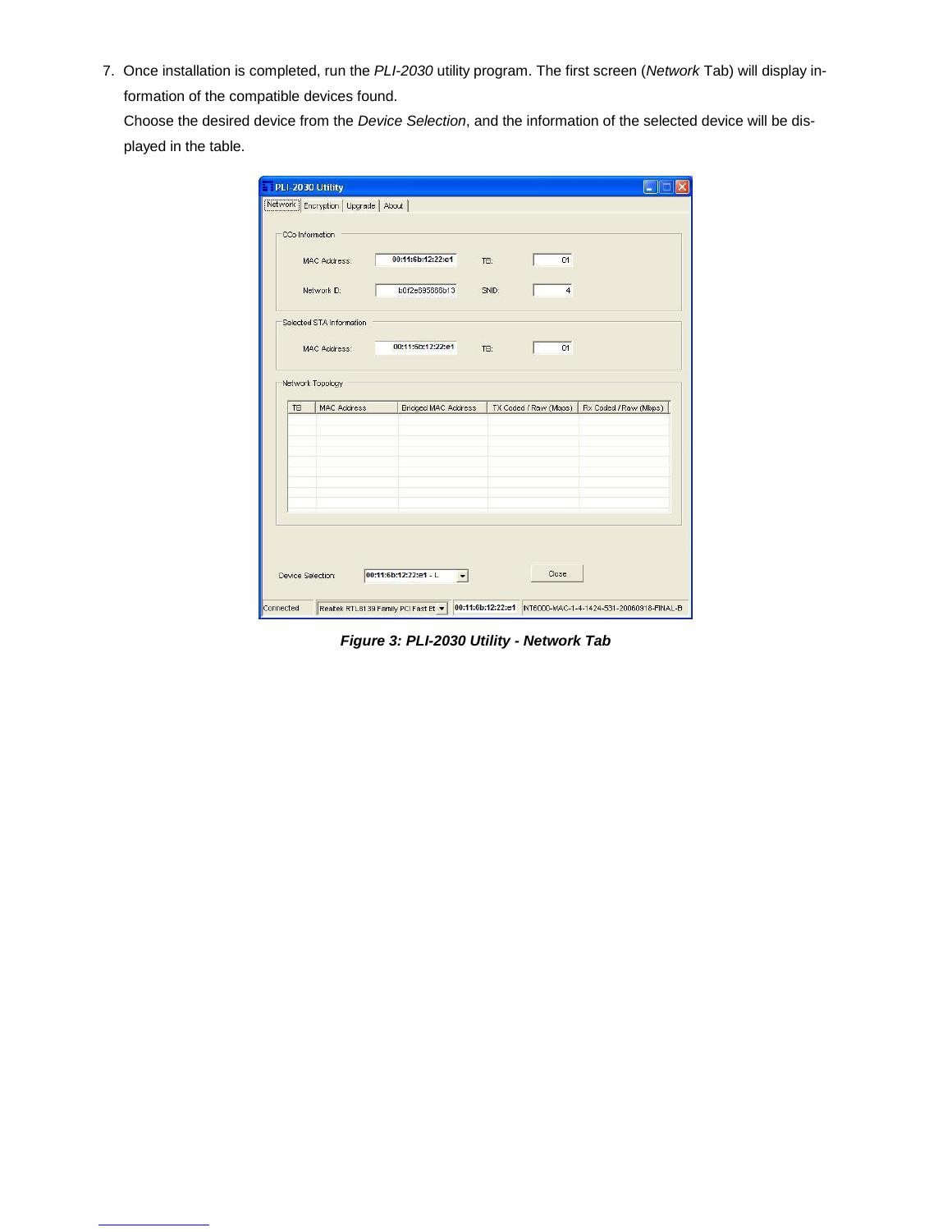7. Once installation is completed, run the *PLI-2030* utility program. The first screen (*Network* Tab) will display information of the compatible devices found.
   Choose the desired device from the *Device Selection*, and the information of the selected device will be displayed in the table.

***Figure 3: PLI-2030 Utility - Network Tab***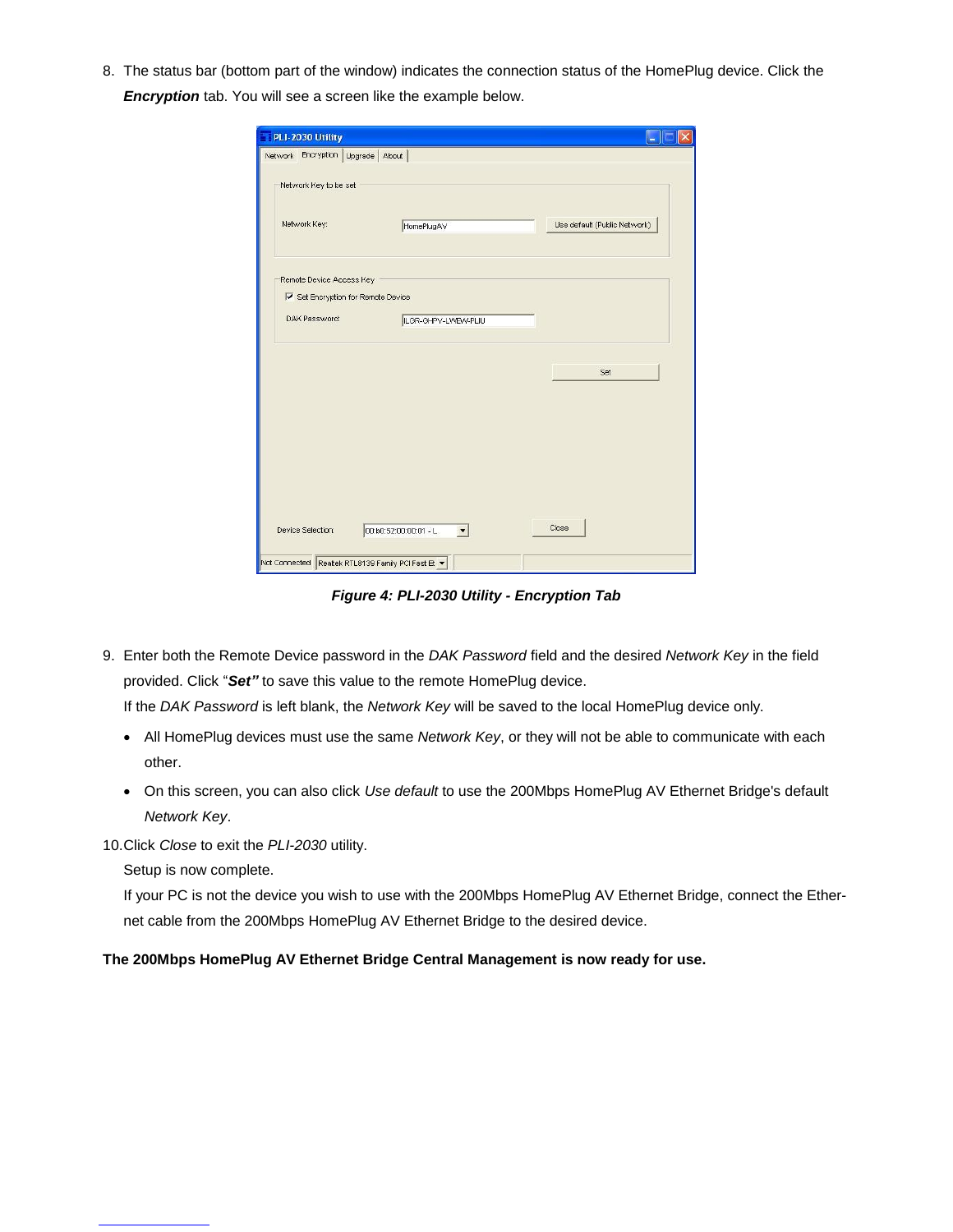8. The status bar (bottom part of the window) indicates the connection status of the HomePlug device. Click the ***Encryption*** tab. You will see a screen like the example below.

*Figure 4: PLI-2030 Utility - Encryption Tab*

9. Enter both the Remote Device password in the *DAK Password* field and the desired *Network Key* in the field provided. Click "***Set"*** to save this value to the remote HomePlug device.
   If the *DAK Password* is left blank, the *Network Key* will be saved to the local HomePlug device only.
   - All HomePlug devices must use the same *Network Key*, or they will not be able to communicate with each other.
   - On this screen, you can also click *Use default* to use the 200Mbps HomePlug AV Ethernet Bridge's default *Network Key*.
10. Click *Close* to exit the *PLI-2030* utility.
    Setup is now complete.
    If your PC is not the device you wish to use with the 200Mbps HomePlug AV Ethernet Bridge, connect the Ethernet cable from the 200Mbps HomePlug AV Ethernet Bridge to the desired device.

**The 200Mbps HomePlug AV Ethernet Bridge Central Management is now ready for use.**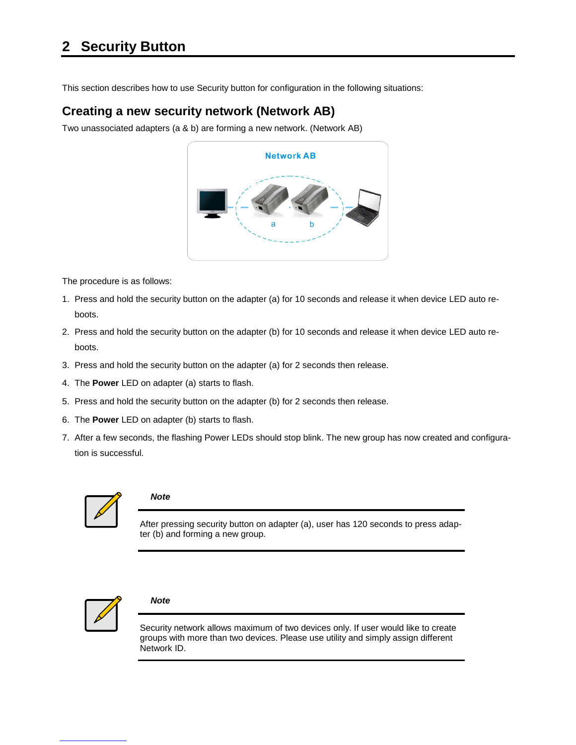# 2 Security Button

This section describes how to use Security button for configuration in the following situations:

## Creating a new security network (Network AB)

Two unassociated adapters (a & b) are forming a new network. (Network AB)

The procedure is as follows:

1. Press and hold the security button on the adapter (a) for 10 seconds and release it when device LED auto reboots.
2. Press and hold the security button on the adapter (b) for 10 seconds and release it when device LED auto reboots.
3. Press and hold the security button on the adapter (a) for 2 seconds then release.
4. The **Power** LED on adapter (a) starts to flash.
5. Press and hold the security button on the adapter (b) for 2 seconds then release.
6. The **Power** LED on adapter (b) starts to flash.
7. After a few seconds, the flashing Power LEDs should stop blink. The new group has now created and configuration is successful.

***Note***

After pressing security button on adapter (a), user has 120 seconds to press adapter (b) and forming a new group.

***Note***

Security network allows maximum of two devices only. If user would like to create groups with more than two devices. Please use utility and simply assign different Network ID.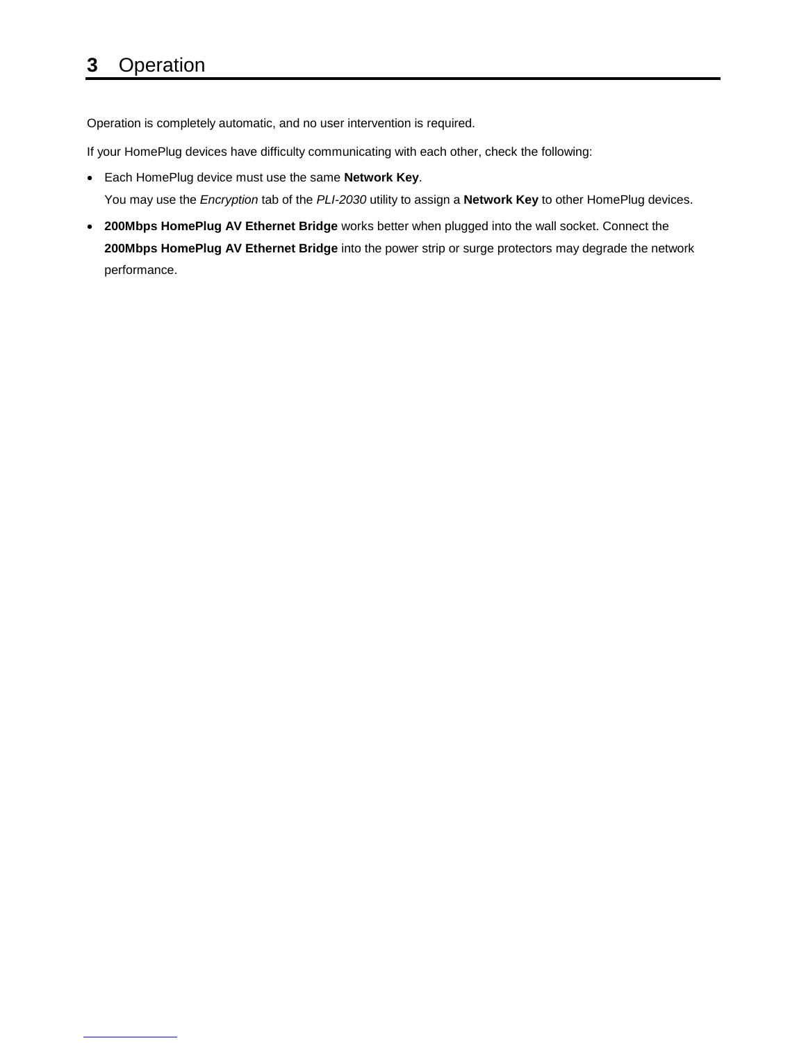# 3 Operation

Operation is completely automatic, and no user intervention is required.

If your HomePlug devices have difficulty communicating with each other, check the following:

- Each HomePlug device must use the same **Network Key**.
  You may use the *Encryption* tab of the *PLI-2030* utility to assign a **Network Key** to other HomePlug devices.
- **200Mbps HomePlug AV Ethernet Bridge** works better when plugged into the wall socket. Connect the **200Mbps HomePlug AV Ethernet Bridge** into the power strip or surge protectors may degrade the network performance.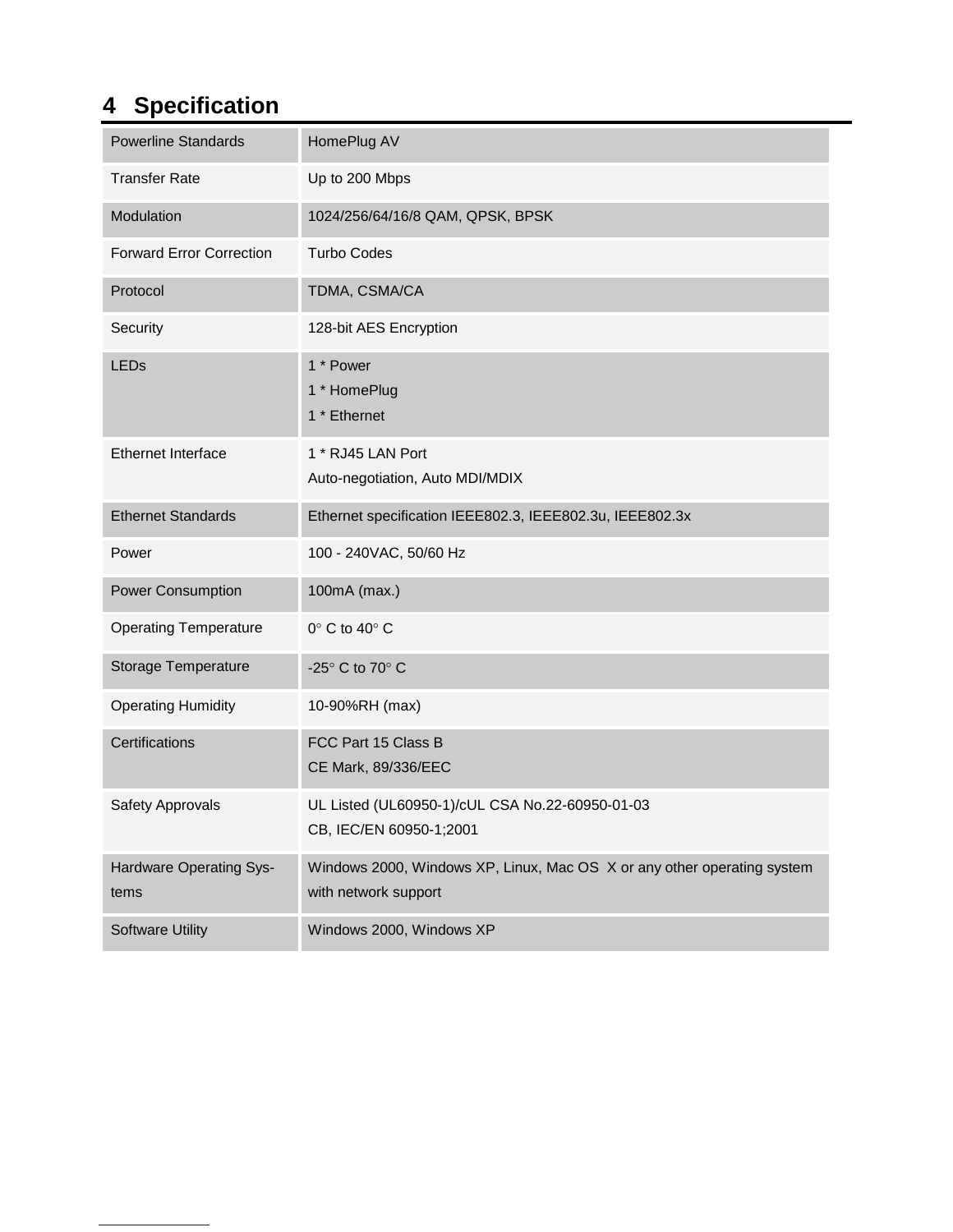# 4 Specification

| | |
|---|---|
| Powerline Standards | HomePlug AV |
| Transfer Rate | Up to 200 Mbps |
| Modulation | 1024/256/64/16/8 QAM, QPSK, BPSK |
| Forward Error Correction | Turbo Codes |
| Protocol | TDMA, CSMA/CA |
| Security | 128-bit AES Encryption |
| LEDs | 1 * Power<br>1 * HomePlug<br>1 * Ethernet |
| Ethernet Interface | 1 * RJ45 LAN Port<br>Auto-negotiation, Auto MDI/MDIX |
| Ethernet Standards | Ethernet specification IEEE802.3, IEEE802.3u, IEEE802.3x |
| Power | 100 - 240VAC, 50/60 Hz |
| Power Consumption | 100mA (max.) |
| Operating Temperature | 0° C to 40° C |
| Storage Temperature | -25° C to 70° C |
| Operating Humidity | 10-90%RH (max) |
| Certifications | FCC Part 15 Class B<br>CE Mark, 89/336/EEC |
| Safety Approvals | UL Listed (UL60950-1)/cUL CSA No.22-60950-01-03<br>CB, IEC/EN 60950-1;2001 |
| Hardware Operating Systems | Windows 2000, Windows XP, Linux, Mac OS X or any other operating system with network support |
| Software Utility | Windows 2000, Windows XP |